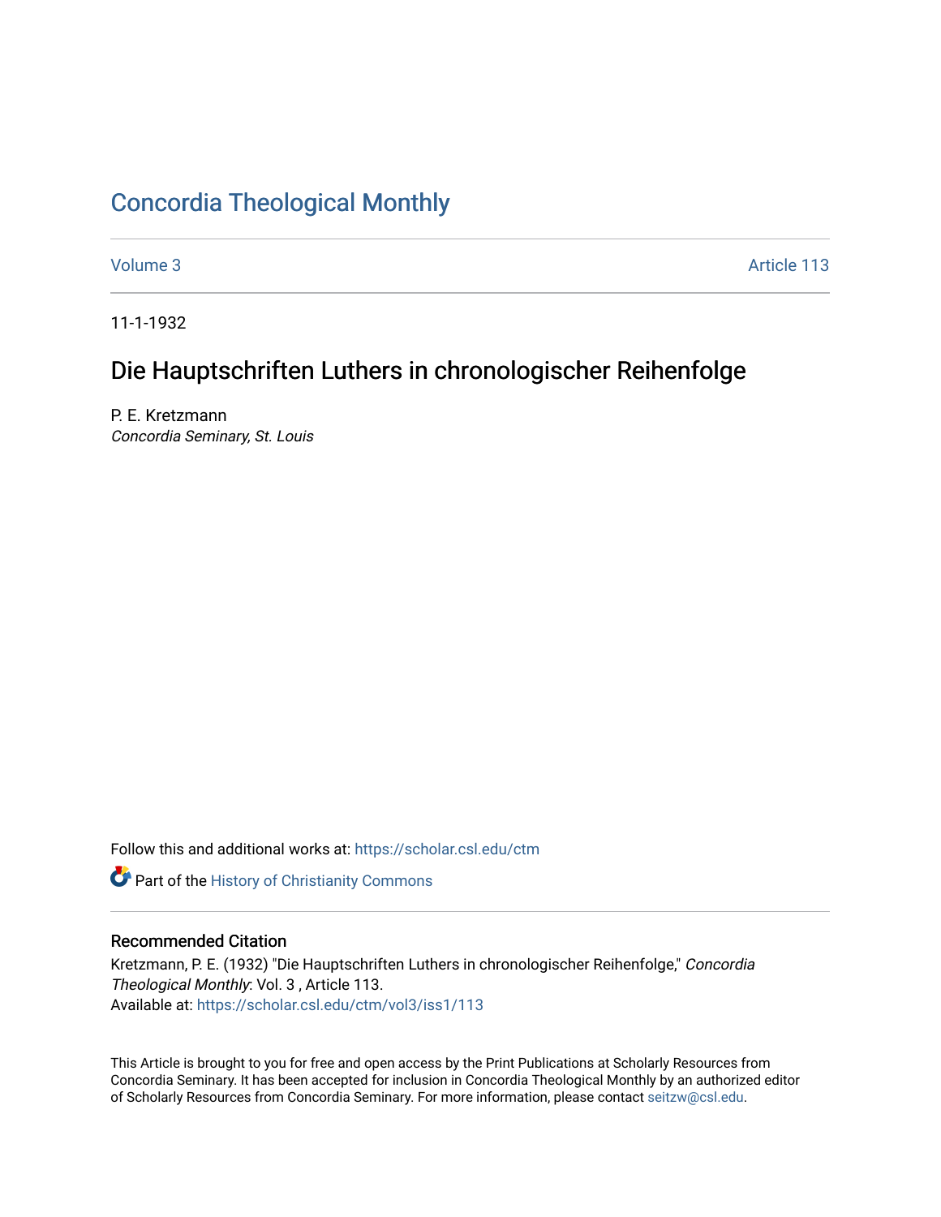# Concordia Theological Monthly

Volume 3 Article 113

11-1-1932

## Die Hauptschriften Luthers in chronologischer Reihenfolge

P. E. Kretzmann
*Concordia Seminary, St. Louis*

Follow this and additional works at: https://scholar.csl.edu/ctm

Part of the History of Christianity Commons

### Recommended Citation

Kretzmann, P. E. (1932) "Die Hauptschriften Luthers in chronologischer Reihenfolge," *Concordia Theological Monthly*: Vol. 3 , Article 113.
Available at: https://scholar.csl.edu/ctm/vol3/iss1/113

This Article is brought to you for free and open access by the Print Publications at Scholarly Resources from Concordia Seminary. It has been accepted for inclusion in Concordia Theological Monthly by an authorized editor of Scholarly Resources from Concordia Seminary. For more information, please contact seitzw@csl.edu.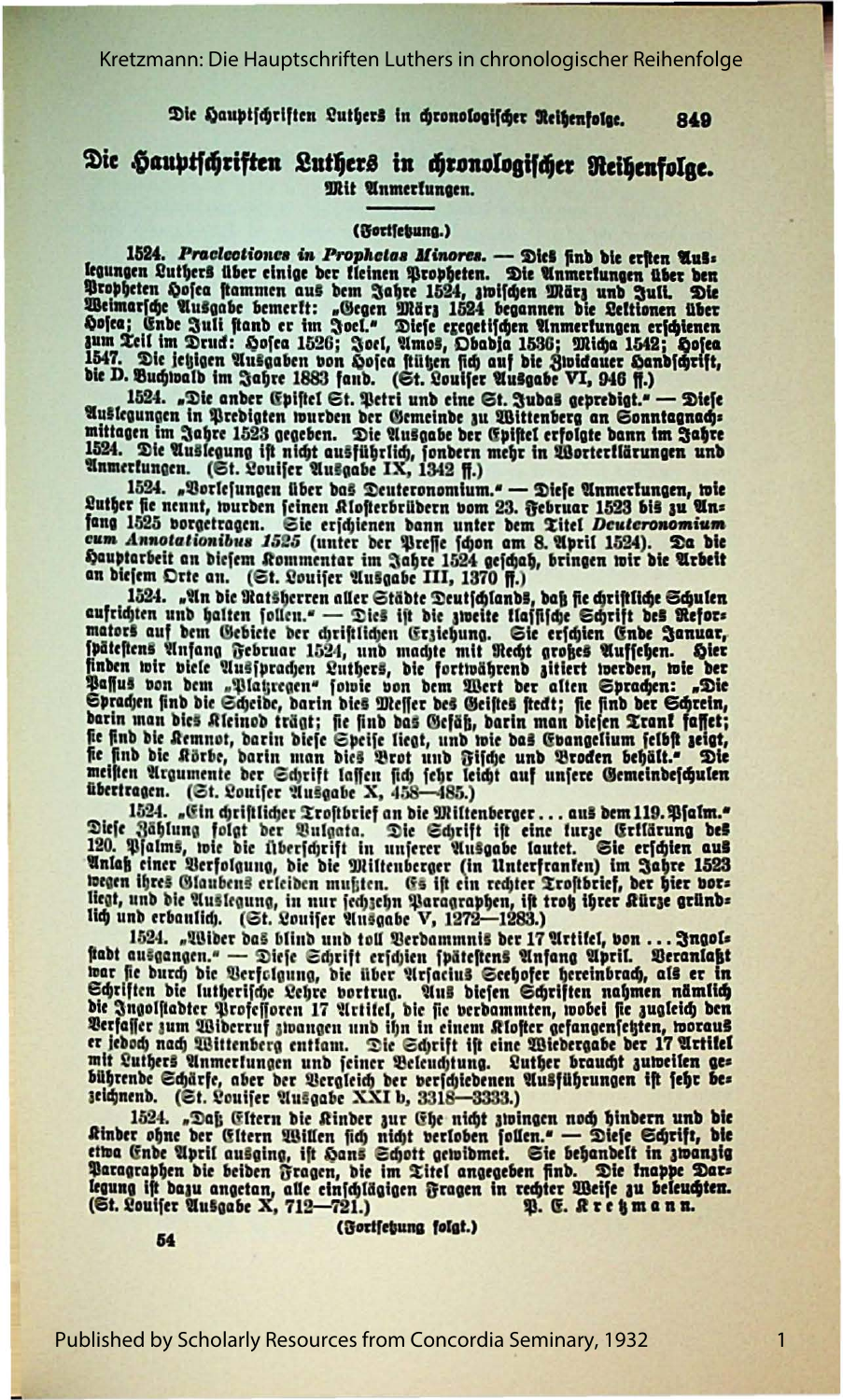# Die Hauptschriften Luthers in chronologischer Reihenfolge.

Mit Anmerkungen.

(Fortsetzung.)

1524. *Praelectiones in Prophetas Minores.* — Dies sind die ersten Auslegungen Luthers über einige der kleinen Propheten. Die Anmerkungen über den Propheten Hosea stammen aus dem Jahre 1524, zwischen März und Juli. Die Weimarsche Ausgabe bemerkt: „Gegen März 1524 begannen die Lektionen über Hosea; Ende Juli stand er im Joel." Diese exegetischen Anmerkungen erschienen zum Teil im Druck: Hosea 1526; Joel, Amos, Obadja 1536; Micha 1542; Hosea 1547. Die jetzigen Ausgaben von Hosea stützen sich auf die Zwickauer Handschrift, die D. Buchwald im Jahre 1883 fand. (St. Louiser Ausgabe VI, 946 ff.)

1524. „Die ander Epistel St. Petri und eine St. Judas gepredigt." — Diese Auslegungen in Predigten wurden der Gemeinde zu Wittenberg an Sonntagnachmittagen im Jahre 1523 gegeben. Die Ausgabe der Epistel erfolgte dann im Jahre 1524. Die Auslegung ist nicht ausführlich, sondern mehr in Worterklärungen und Anmerkungen. (St. Louiser Ausgabe IX, 1342 ff.)

1524. „Vorlesungen über das Deuteronomium." — Diese Anmerkungen, wie Luther sie nennt, wurden seinen Klosterbrüdern vom 23. Februar 1523 bis zu Anfang 1525 vorgetragen. Sie erschienen dann unter dem Titel *Deuteronomium cum Annotationibus 1525* (unter der Presse schon am 8. April 1524). Da die Hauptarbeit an diesem Kommentar im Jahre 1524 geschah, bringen wir die Arbeit an diesem Orte an. (St. Louiser Ausgabe III, 1370 ff.)

1524. „An die Ratsherren aller Städte Deutschlands, daß sie christliche Schulen aufrichten und halten sollen." — Dies ist die zweite klassische Schrift des Reformators auf dem Gebiete der christlichen Erziehung. Sie erschien Ende Januar, spätestens Anfang Februar 1524, und machte mit Recht großes Aufsehen. Hier finden wir viele Aussprachen Luthers, die fortwährend zitiert werden, wie der Passus von dem „Platzregen" sowie von dem Wert der alten Sprachen: „Die Sprachen sind die Scheide, darin dies Messer des Geistes steckt; sie sind der Schrein, darin man dies Kleinod trägt; sie sind das Gefäß, darin man diesen Trank fasset; sie sind die Kemnot, darin diese Speise liegt, und wie das Evangelium selbst zeigt, sie sind die Körbe, darin man dies Brot und Fische und Brocken behält." Die meisten Argumente der Schrift lassen sich sehr leicht auf unsere Gemeindeschulen übertragen. (St. Louiser Ausgabe X, 458—485.)

1524. „Ein christlicher Trostbrief an die Miltenberger . . . aus dem 119. Psalm." Diese Zählung folgt der Vulgata. Die Schrift ist eine kurze Erklärung des 120. Psalms, wie die Überschrift in unserer Ausgabe lautet. Sie erschien aus Anlaß einer Verfolgung, die die Miltenberger (in Unterfranken) im Jahre 1523 wegen ihres Glaubens erleiden mußten. Es ist ein rechter Trostbrief, der hier vorliegt, und die Auslegung, in nur sechzehn Paragraphen, ist trotz ihrer Kürze gründlich und erbaulich. (St. Louiser Ausgabe V, 1272—1283.)

1524. „Wider das blind und toll Verdammnis der 17 Artikel, von . . . Ingolstadt ausgangen." — Diese Schrift erschien spätestens Anfang April. Veranlaßt war sie durch die Verfolgung, die über Arsacius Seehofer hereinbrach, als er in Schriften die lutherische Lehre vortrug. Aus diesen Schriften nahmen nämlich die Ingolstadter Professoren 17 Artikel, die sie verdammten, wobei sie zugleich den Verfasser zum Widerruf zwangen und ihn in einem Kloster gefangensetzten, woraus er jedoch nach Wittenberg entkam. Die Schrift ist eine Wiedergabe der 17 Artikel mit Luthers Anmerkungen und seiner Beleuchtung. Luther braucht zuweilen gebührende Schärfe, aber der Vergleich der verschiedenen Ausführungen ist sehr bezeichnend. (St. Louiser Ausgabe XXI b, 3318—3333.)

1524. „Daß Eltern die Kinder zur Ehe nicht zwingen noch hindern und die Kinder ohne der Eltern Willen sich nicht verloben sollen." — Diese Schrift, die etwa Ende April ausging, ist Hans Schott gewidmet. Sie behandelt in zwanzig Paragraphen die beiden Fragen, die im Titel angegeben sind. Die knappe Darlegung ist dazu angetan, alle einschlägigen Fragen in rechter Weise zu beleuchten. (St. Louiser Ausgabe X, 712—721.)

P. E. Kretzmann.

(Fortsetzung folgt.)